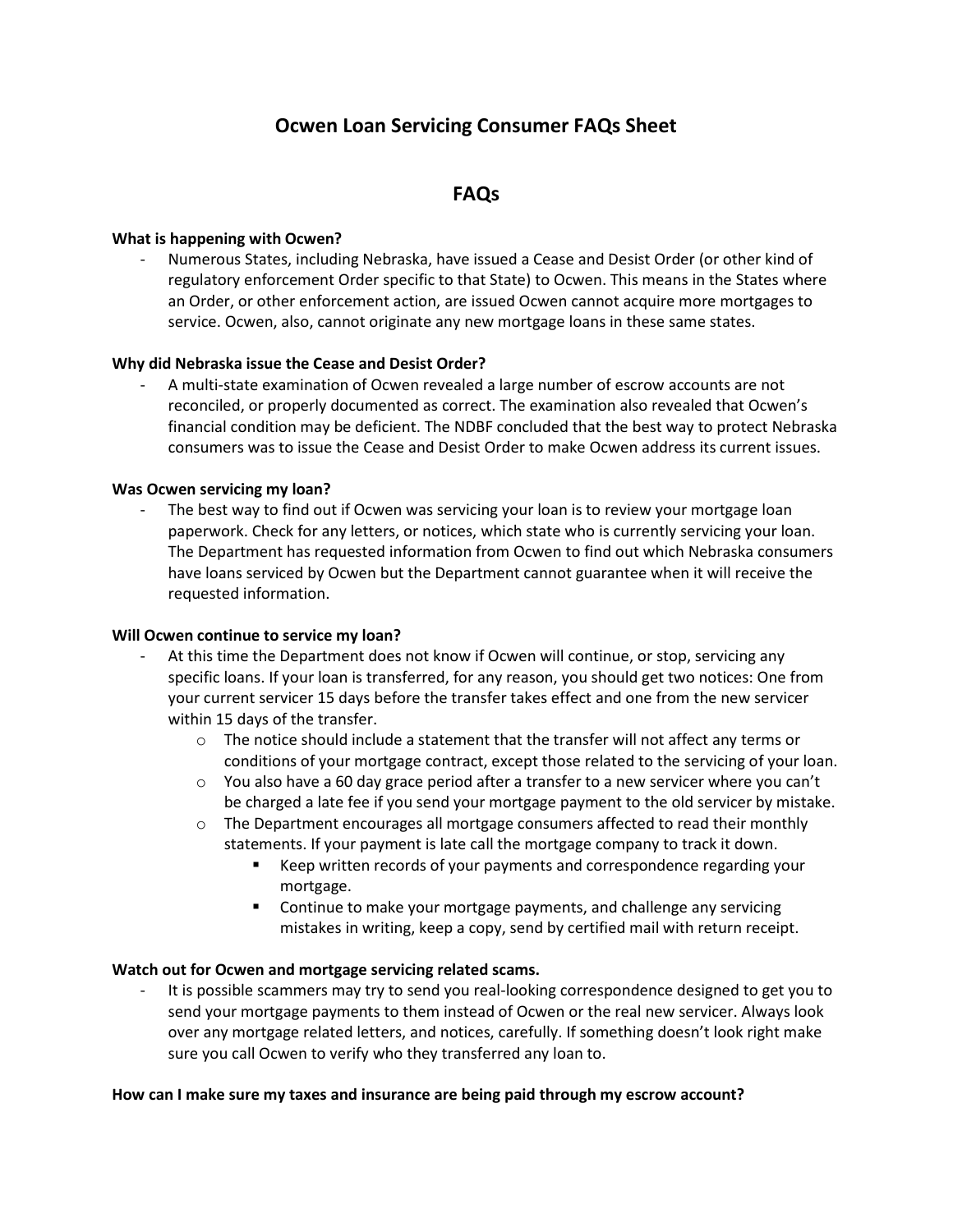# Ocwen Loan Servicing Consumer FAQs Sheet

## FAQs

**What is happening with Ocwen?**

- Numerous States, including Nebraska, have issued a Cease and Desist Order (or other kind of regulatory enforcement Order specific to that State) to Ocwen. This means in the States where an Order, or other enforcement action, are issued Ocwen cannot acquire more mortgages to service. Ocwen, also, cannot originate any new mortgage loans in these same states.

**Why did Nebraska issue the Cease and Desist Order?**

- A multi-state examination of Ocwen revealed a large number of escrow accounts are not reconciled, or properly documented as correct. The examination also revealed that Ocwen's financial condition may be deficient. The NDBF concluded that the best way to protect Nebraska consumers was to issue the Cease and Desist Order to make Ocwen address its current issues.

**Was Ocwen servicing my loan?**

- The best way to find out if Ocwen was servicing your loan is to review your mortgage loan paperwork. Check for any letters, or notices, which state who is currently servicing your loan. The Department has requested information from Ocwen to find out which Nebraska consumers have loans serviced by Ocwen but the Department cannot guarantee when it will receive the requested information.

**Will Ocwen continue to service my loan?**

- At this time the Department does not know if Ocwen will continue, or stop, servicing any specific loans. If your loan is transferred, for any reason, you should get two notices: One from your current servicer 15 days before the transfer takes effect and one from the new servicer within 15 days of the transfer.
  - The notice should include a statement that the transfer will not affect any terms or conditions of your mortgage contract, except those related to the servicing of your loan.
  - You also have a 60 day grace period after a transfer to a new servicer where you can't be charged a late fee if you send your mortgage payment to the old servicer by mistake.
  - The Department encourages all mortgage consumers affected to read their monthly statements. If your payment is late call the mortgage company to track it down.
    - Keep written records of your payments and correspondence regarding your mortgage.
    - Continue to make your mortgage payments, and challenge any servicing mistakes in writing, keep a copy, send by certified mail with return receipt.

**Watch out for Ocwen and mortgage servicing related scams.**

- It is possible scammers may try to send you real-looking correspondence designed to get you to send your mortgage payments to them instead of Ocwen or the real new servicer. Always look over any mortgage related letters, and notices, carefully. If something doesn't look right make sure you call Ocwen to verify who they transferred any loan to.

**How can I make sure my taxes and insurance are being paid through my escrow account?**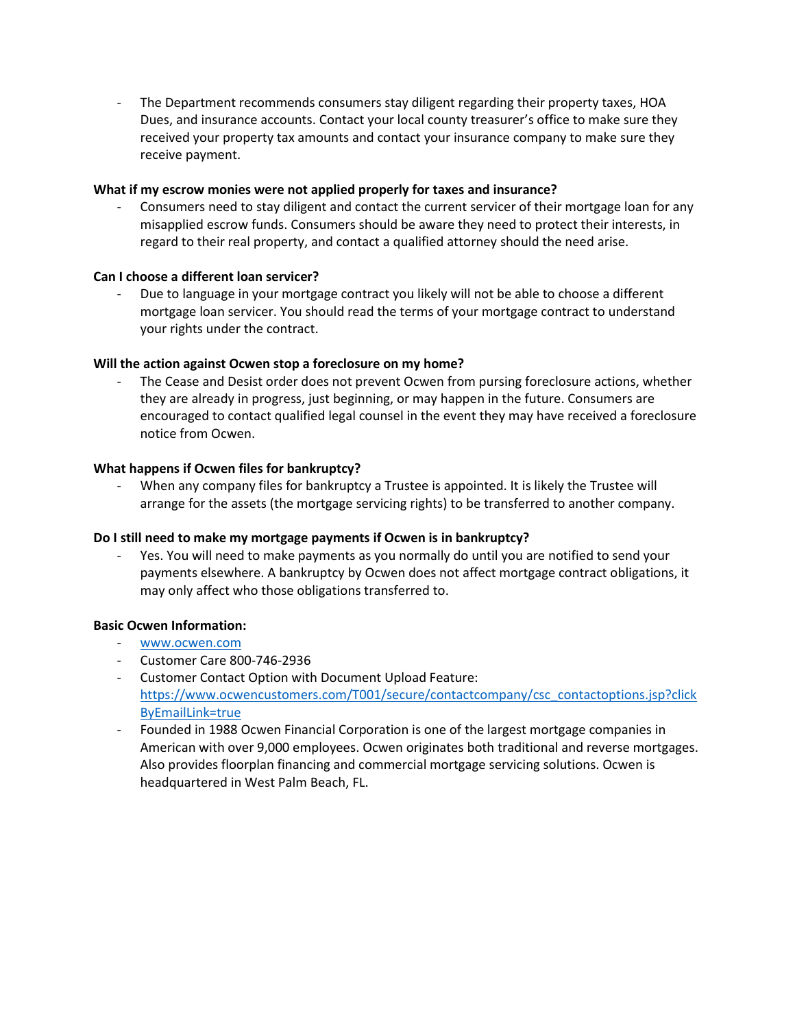- The Department recommends consumers stay diligent regarding their property taxes, HOA Dues, and insurance accounts. Contact your local county treasurer's office to make sure they received your property tax amounts and contact your insurance company to make sure they receive payment.

**What if my escrow monies were not applied properly for taxes and insurance?**

- Consumers need to stay diligent and contact the current servicer of their mortgage loan for any misapplied escrow funds. Consumers should be aware they need to protect their interests, in regard to their real property, and contact a qualified attorney should the need arise.

**Can I choose a different loan servicer?**

- Due to language in your mortgage contract you likely will not be able to choose a different mortgage loan servicer. You should read the terms of your mortgage contract to understand your rights under the contract.

**Will the action against Ocwen stop a foreclosure on my home?**

- The Cease and Desist order does not prevent Ocwen from pursing foreclosure actions, whether they are already in progress, just beginning, or may happen in the future. Consumers are encouraged to contact qualified legal counsel in the event they may have received a foreclosure notice from Ocwen.

**What happens if Ocwen files for bankruptcy?**

- When any company files for bankruptcy a Trustee is appointed. It is likely the Trustee will arrange for the assets (the mortgage servicing rights) to be transferred to another company.

**Do I still need to make my mortgage payments if Ocwen is in bankruptcy?**

- Yes. You will need to make payments as you normally do until you are notified to send your payments elsewhere. A bankruptcy by Ocwen does not affect mortgage contract obligations, it may only affect who those obligations transferred to.

**Basic Ocwen Information:**

- [www.ocwen.com](www.ocwen.com)
- Customer Care 800-746-2936
- Customer Contact Option with Document Upload Feature: [https://www.ocwencustomers.com/T001/secure/contactcompany/csc_contactoptions.jsp?clickByEmailLink=true](https://www.ocwencustomers.com/T001/secure/contactcompany/csc_contactoptions.jsp?clickByEmailLink=true)
- Founded in 1988 Ocwen Financial Corporation is one of the largest mortgage companies in American with over 9,000 employees. Ocwen originates both traditional and reverse mortgages. Also provides floorplan financing and commercial mortgage servicing solutions. Ocwen is headquartered in West Palm Beach, FL.